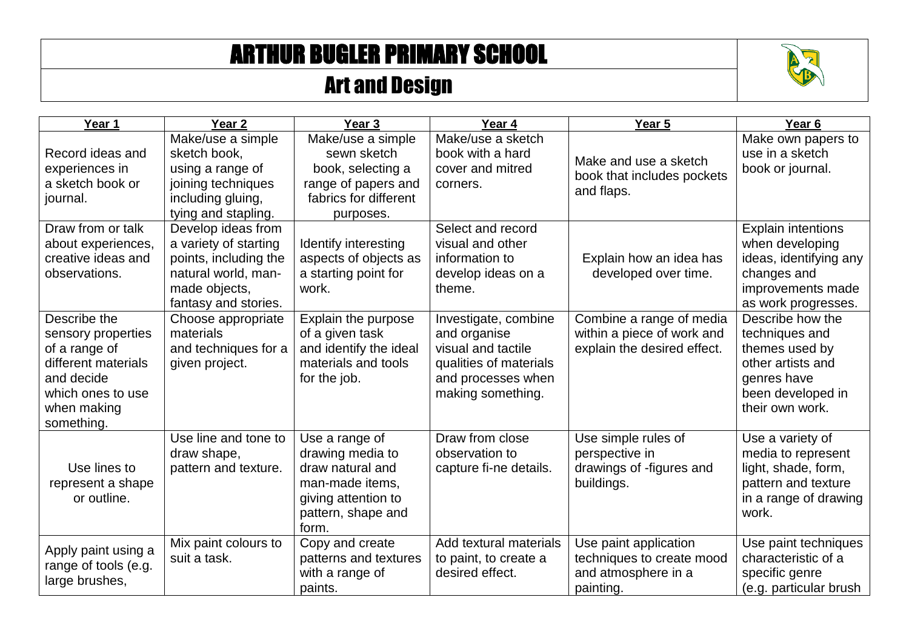# ARTHUR BUGLER PRIMARY SCHOOL

## Art and Design

| Year 1 | Year 2 | Year 3 | Year 4 | Year 5 | Year 6 |
|---|---|---|---|---|---|
| Record ideas and experiences in a sketch book or journal. | Make/use a simple sketch book, using a range of joining techniques including gluing, tying and stapling. | Make/use a simple sewn sketch book, selecting a range of papers and fabrics for different purposes. | Make/use a sketch book with a hard cover and mitred corners. | Make and use a sketch book that includes pockets and flaps. | Make own papers to use in a sketch book or journal. |
| Draw from or talk about experiences, creative ideas and observations. | Develop ideas from a variety of starting points, including the natural world, man-made objects, fantasy and stories. | Identify interesting aspects of objects as a starting point for work. | Select and record visual and other information to develop ideas on a theme. | Explain how an idea has developed over time. | Explain intentions when developing ideas, identifying any changes and improvements made as work progresses. |
| Describe the sensory properties of a range of different materials and decide which ones to use when making something. | Choose appropriate materials and techniques for a given project. | Explain the purpose of a given task and identify the ideal materials and tools for the job. | Investigate, combine and organise visual and tactile qualities of materials and processes when making something. | Combine a range of media within a piece of work and explain the desired effect. | Describe how the techniques and themes used by other artists and genres have been developed in their own work. |
| Use lines to represent a shape or outline. | Use line and tone to draw shape, pattern and texture. | Use a range of drawing media to draw natural and man-made items, giving attention to pattern, shape and form. | Draw from close observation to capture fi-ne details. | Use simple rules of perspective in drawings of -figures and buildings. | Use a variety of media to represent light, shade, form, pattern and texture in a range of drawing work. |
| Apply paint using a range of tools (e.g. large brushes, | Mix paint colours to suit a task. | Copy and create patterns and textures with a range of paints. | Add textural materials to paint, to create a desired effect. | Use paint application techniques to create mood and atmosphere in a painting. | Use paint techniques characteristic of a specific genre (e.g. particular brush |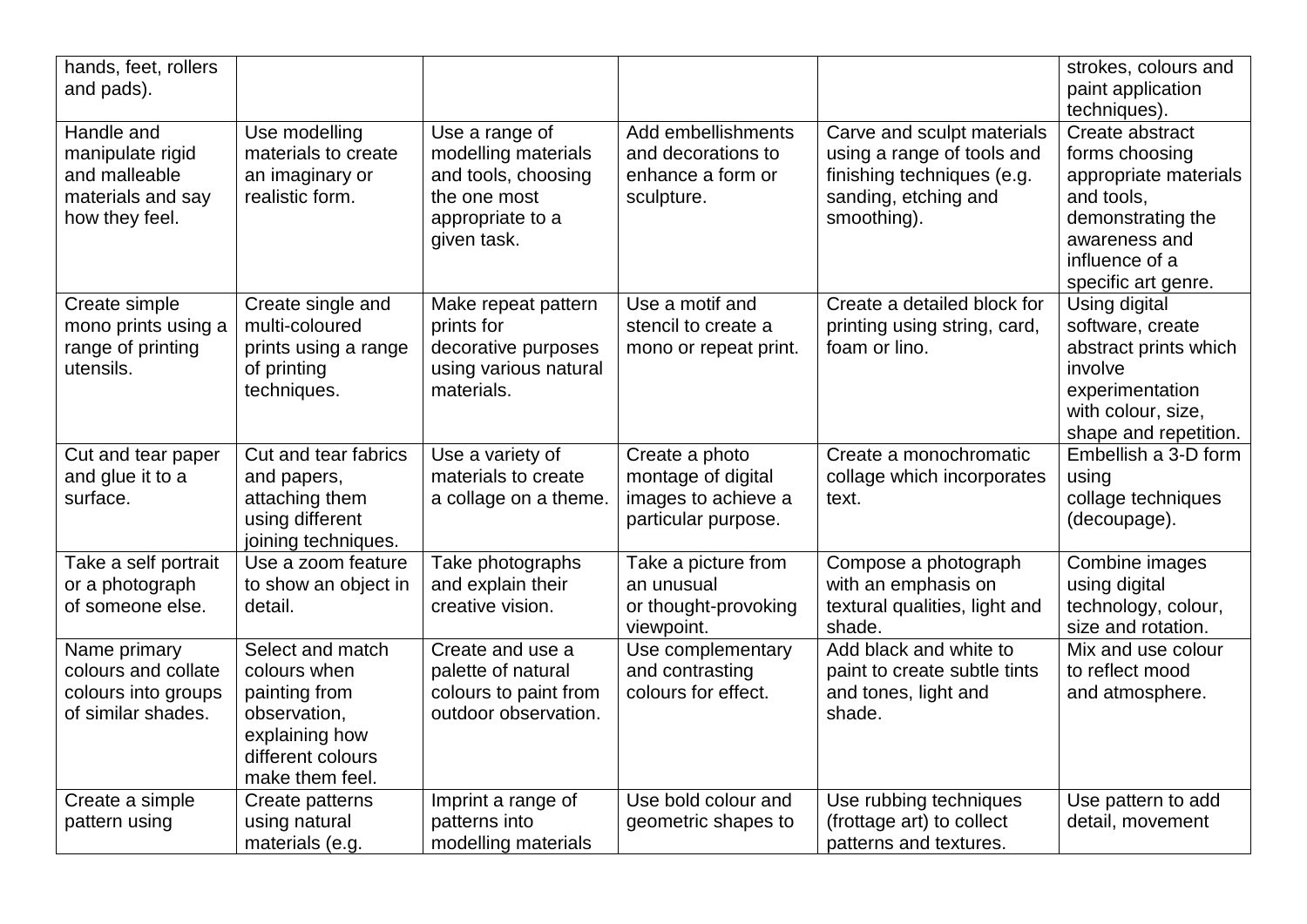| | | | | | |
|---|---|---|---|---|---|
| hands, feet, rollers and pads). | | | | | strokes, colours and paint application techniques). |
| Handle and manipulate rigid and malleable materials and say how they feel. | Use modelling materials to create an imaginary or realistic form. | Use a range of modelling materials and tools, choosing the one most appropriate to a given task. | Add embellishments and decorations to enhance a form or sculpture. | Carve and sculpt materials using a range of tools and finishing techniques (e.g. sanding, etching and smoothing). | Create abstract forms choosing appropriate materials and tools, demonstrating the awareness and influence of a specific art genre. |
| Create simple mono prints using a range of printing utensils. | Create single and multi-coloured prints using a range of printing techniques. | Make repeat pattern prints for decorative purposes using various natural materials. | Use a motif and stencil to create a mono or repeat print. | Create a detailed block for printing using string, card, foam or lino. | Using digital software, create abstract prints which involve experimentation with colour, size, shape and repetition. |
| Cut and tear paper and glue it to a surface. | Cut and tear fabrics and papers, attaching them using different joining techniques. | Use a variety of materials to create a collage on a theme. | Create a photo montage of digital images to achieve a particular purpose. | Create a monochromatic collage which incorporates text. | Embellish a 3-D form using collage techniques (decoupage). |
| Take a self portrait or a photograph of someone else. | Use a zoom feature to show an object in detail. | Take photographs and explain their creative vision. | Take a picture from an unusual or thought-provoking viewpoint. | Compose a photograph with an emphasis on textural qualities, light and shade. | Combine images using digital technology, colour, size and rotation. |
| Name primary colours and collate colours into groups of similar shades. | Select and match colours when painting from observation, explaining how different colours make them feel. | Create and use a palette of natural colours to paint from outdoor observation. | Use complementary and contrasting colours for effect. | Add black and white to paint to create subtle tints and tones, light and shade. | Mix and use colour to reflect mood and atmosphere. |
| Create a simple pattern using | Create patterns using natural materials (e.g. | Imprint a range of patterns into modelling materials | Use bold colour and geometric shapes to | Use rubbing techniques (frottage art) to collect patterns and textures. | Use pattern to add detail, movement |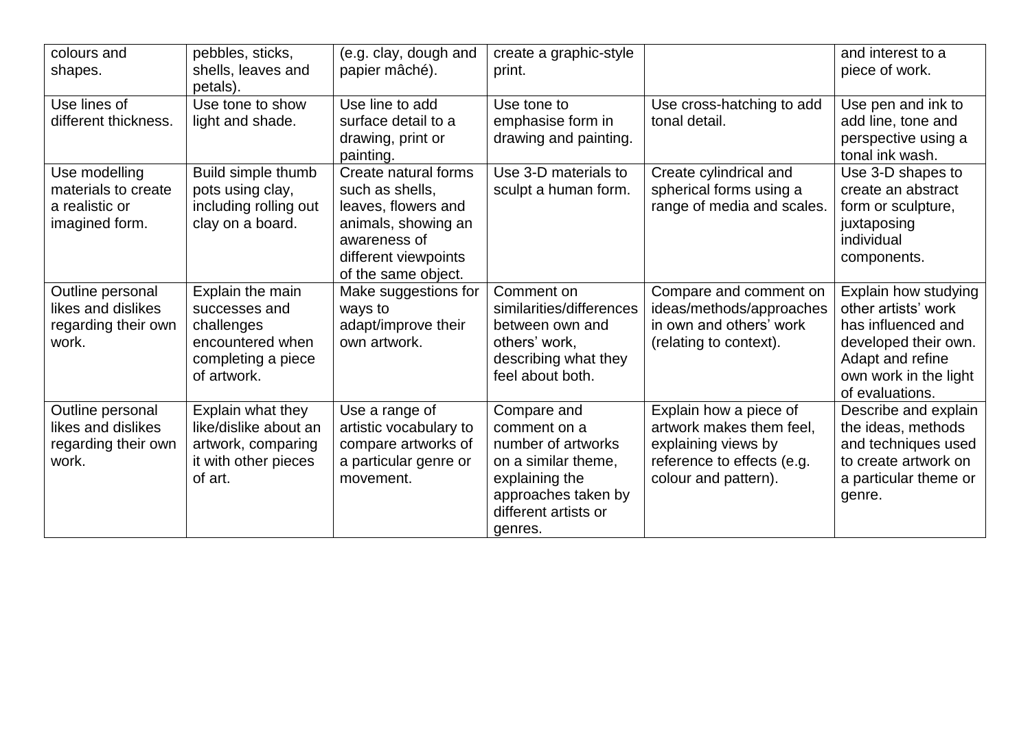| | | | | | |
|---|---|---|---|---|---|
| colours and shapes. | pebbles, sticks, shells, leaves and petals). | (e.g. clay, dough and papier mâché). | create a graphic-style print. | | and interest to a piece of work. |
| Use lines of different thickness. | Use tone to show light and shade. | Use line to add surface detail to a drawing, print or painting. | Use tone to emphasise form in drawing and painting. | Use cross-hatching to add tonal detail. | Use pen and ink to add line, tone and perspective using a tonal ink wash. |
| Use modelling materials to create a realistic or imagined form. | Build simple thumb pots using clay, including rolling out clay on a board. | Create natural forms such as shells, leaves, flowers and animals, showing an awareness of different viewpoints of the same object. | Use 3-D materials to sculpt a human form. | Create cylindrical and spherical forms using a range of media and scales. | Use 3-D shapes to create an abstract form or sculpture, juxtaposing individual components. |
| Outline personal likes and dislikes regarding their own work. | Explain the main successes and challenges encountered when completing a piece of artwork. | Make suggestions for ways to adapt/improve their own artwork. | Comment on similarities/differences between own and others' work, describing what they feel about both. | Compare and comment on ideas/methods/approaches in own and others' work (relating to context). | Explain how studying other artists' work has influenced and developed their own. Adapt and refine own work in the light of evaluations. |
| Outline personal likes and dislikes regarding their own work. | Explain what they like/dislike about an artwork, comparing it with other pieces of art. | Use a range of artistic vocabulary to compare artworks of a particular genre or movement. | Compare and comment on a number of artworks on a similar theme, explaining the approaches taken by different artists or genres. | Explain how a piece of artwork makes them feel, explaining views by reference to effects (e.g. colour and pattern). | Describe and explain the ideas, methods and techniques used to create artwork on a particular theme or genre. |